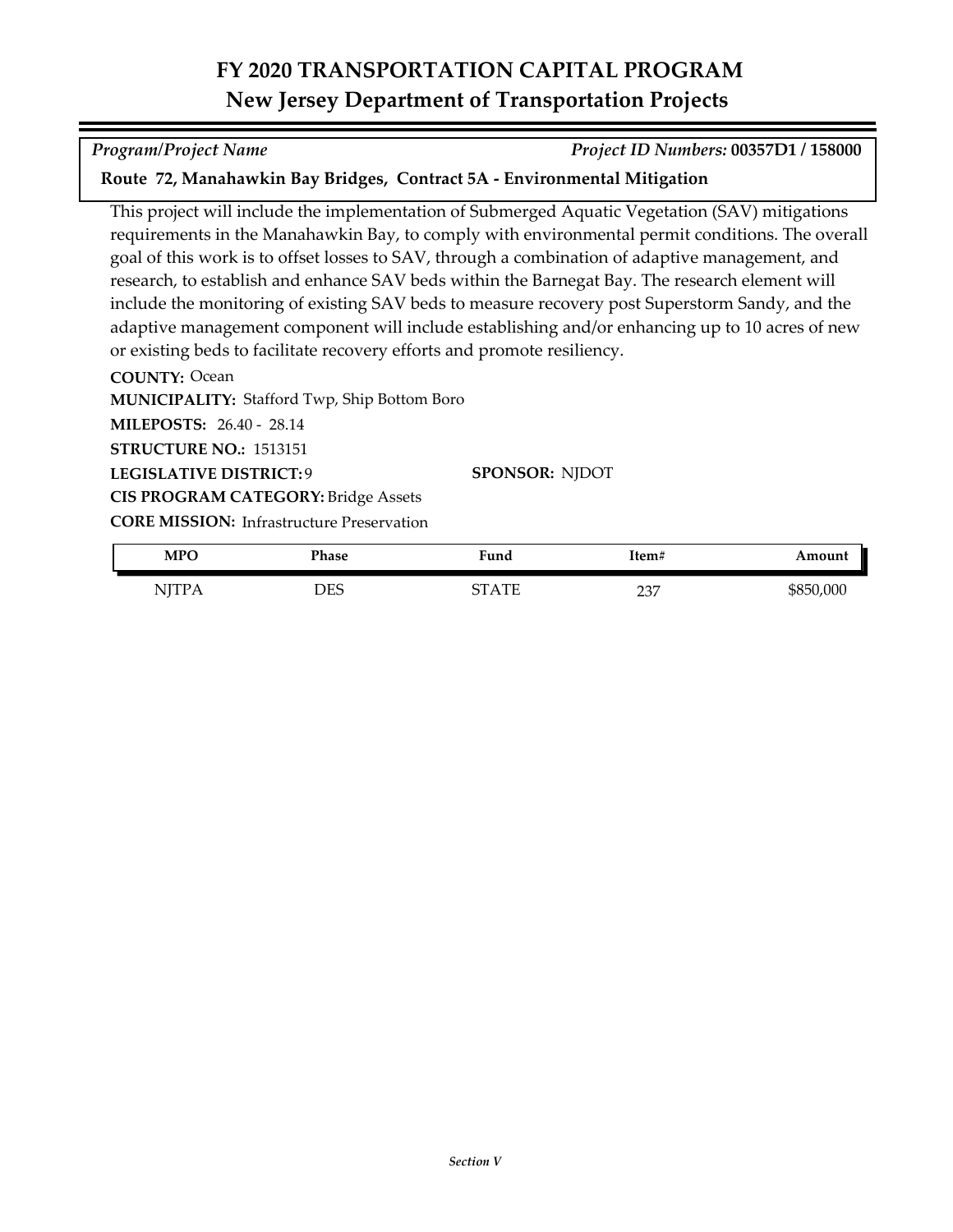# FY 2020 TRANSPORTATION CAPITAL PROGRAM
## New Jersey Department of Transportation Projects

*Program/Project Name* *Project ID Numbers:* **00357D1 / 158000**

**Route 72, Manahawkin Bay Bridges, Contract 5A - Environmental Mitigation**

This project will include the implementation of Submerged Aquatic Vegetation (SAV) mitigations requirements in the Manahawkin Bay, to comply with environmental permit conditions. The overall goal of this work is to offset losses to SAV, through a combination of adaptive management, and research, to establish and enhance SAV beds within the Barnegat Bay. The research element will include the monitoring of existing SAV beds to measure recovery post Superstorm Sandy, and the adaptive management component will include establishing and/or enhancing up to 10 acres of new or existing beds to facilitate recovery efforts and promote resiliency.

**COUNTY:** Ocean

**MUNICIPALITY:** Stafford Twp, Ship Bottom Boro

**MILEPOSTS:** 26.40 - 28.14

**STRUCTURE NO.:** 1513151

**LEGISLATIVE DISTRICT:** 9

**SPONSOR:** NJDOT

**CIS PROGRAM CATEGORY:** Bridge Assets

**CORE MISSION:** Infrastructure Preservation

| MPO | Phase | Fund | Item# | Amount |
|---|---|---|---|---|
| NJTPA | DES | STATE | 237 | $850,000 |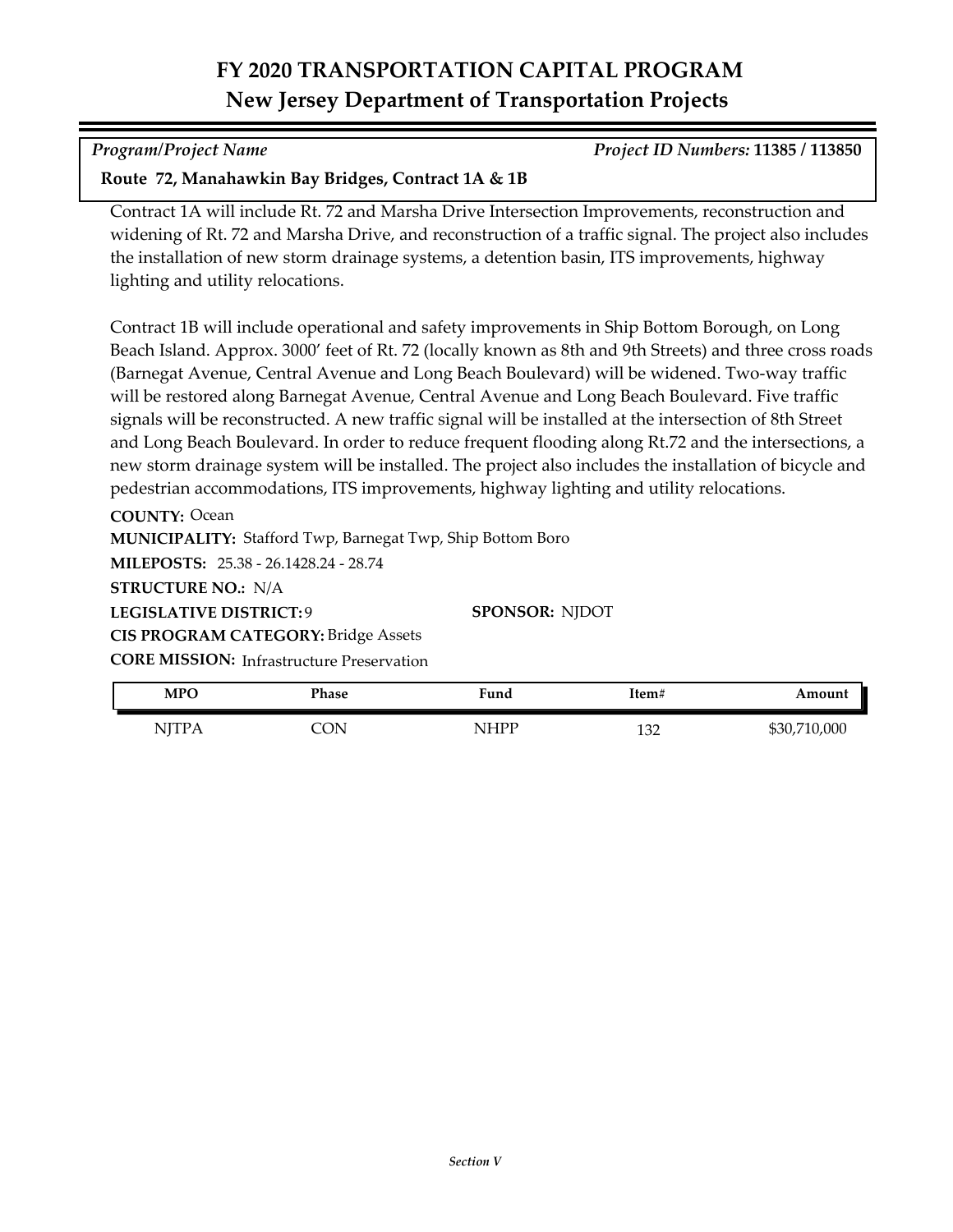# FY 2020 TRANSPORTATION CAPITAL PROGRAM
## New Jersey Department of Transportation Projects

*Program/Project Name* *Project ID Numbers:* **11385 / 113850**

**Route 72, Manahawkin Bay Bridges, Contract 1A & 1B**

Contract 1A will include Rt. 72 and Marsha Drive Intersection Improvements, reconstruction and widening of Rt. 72 and Marsha Drive, and reconstruction of a traffic signal. The project also includes the installation of new storm drainage systems, a detention basin, ITS improvements, highway lighting and utility relocations.

Contract 1B will include operational and safety improvements in Ship Bottom Borough, on Long Beach Island. Approx. 3000' feet of Rt. 72 (locally known as 8th and 9th Streets) and three cross roads (Barnegat Avenue, Central Avenue and Long Beach Boulevard) will be widened. Two-way traffic will be restored along Barnegat Avenue, Central Avenue and Long Beach Boulevard. Five traffic signals will be reconstructed. A new traffic signal will be installed at the intersection of 8th Street and Long Beach Boulevard. In order to reduce frequent flooding along Rt.72 and the intersections, a new storm drainage system will be installed. The project also includes the installation of bicycle and pedestrian accommodations, ITS improvements, highway lighting and utility relocations.

**COUNTY:** Ocean

**MUNICIPALITY:** Stafford Twp, Barnegat Twp, Ship Bottom Boro

**MILEPOSTS:** 25.38 - 26.1428.24 - 28.74

**STRUCTURE NO.:** N/A

**LEGISLATIVE DISTRICT:** 9

**SPONSOR:** NJDOT

**CIS PROGRAM CATEGORY:** Bridge Assets

**CORE MISSION:** Infrastructure Preservation

| MPO | Phase | Fund | Item# | Amount |
|---|---|---|---|---|
| NJTPA | CON | NHPP | 132 | $30,710,000 |